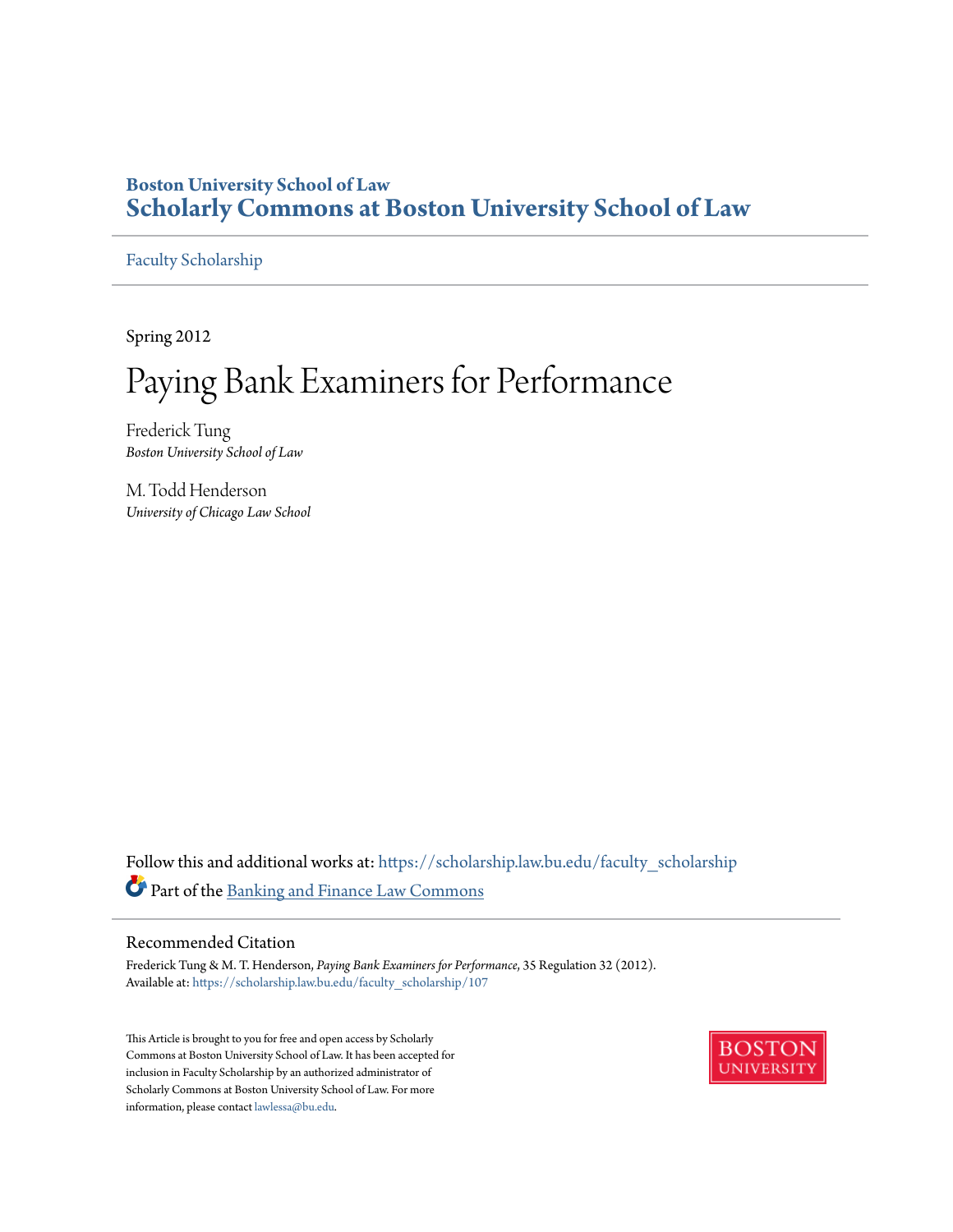**Boston University School of Law**
**Scholarly Commons at Boston University School of Law**

Faculty Scholarship

Spring 2012

# Paying Bank Examiners for Performance

Frederick Tung
*Boston University School of Law*

M. Todd Henderson
*University of Chicago Law School*

Follow this and additional works at: https://scholarship.law.bu.edu/faculty_scholarship

Part of the Banking and Finance Law Commons

## Recommended Citation

Frederick Tung & M. T. Henderson, *Paying Bank Examiners for Performance*, 35 Regulation 32 (2012).
Available at: https://scholarship.law.bu.edu/faculty_scholarship/107

This Article is brought to you for free and open access by Scholarly Commons at Boston University School of Law. It has been accepted for inclusion in Faculty Scholarship by an authorized administrator of Scholarly Commons at Boston University School of Law. For more information, please contact lawlessa@bu.edu.

BOSTON UNIVERSITY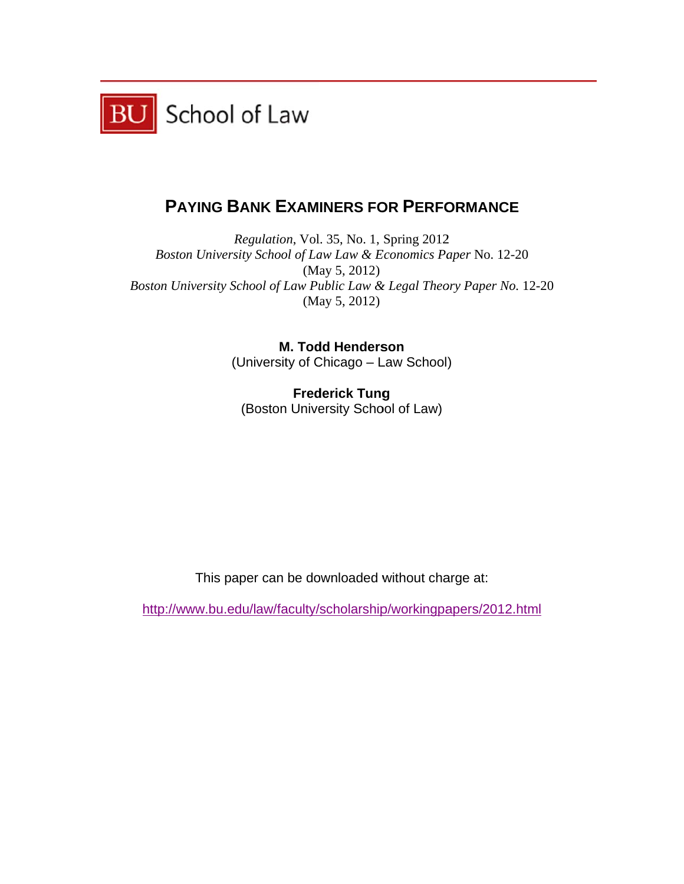BU School of Law

# PAYING BANK EXAMINERS FOR PERFORMANCE

*Regulation*, Vol. 35, No. 1, Spring 2012
*Boston University School of Law Law & Economics Paper* No. 12-20
(May 5, 2012)
*Boston University School of Law Public Law & Legal Theory Paper No.* 12-20
(May 5, 2012)

**M. Todd Henderson**
(University of Chicago – Law School)

**Frederick Tung**
(Boston University School of Law)

This paper can be downloaded without charge at:

http://www.bu.edu/law/faculty/scholarship/workingpapers/2012.html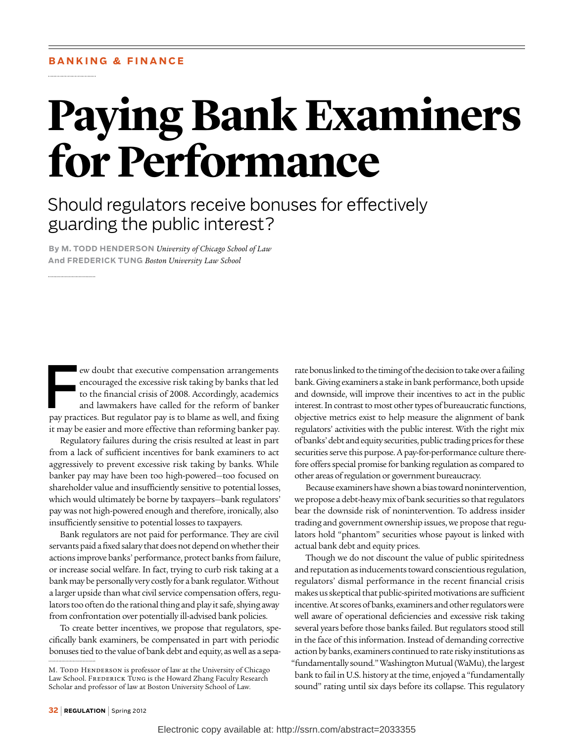BANKING & FINANCE

# Paying Bank Examiners for Performance

## Should regulators receive bonuses for effectively guarding the public interest?

**By M. TODD HENDERSON** *University of Chicago School of Law*
**And FREDERICK TUNG** *Boston University Law School*

Few doubt that executive compensation arrangements encouraged the excessive risk taking by banks that led to the financial crisis of 2008. Accordingly, academics and lawmakers have called for the reform of banker pay practices. But regulator pay is to blame as well, and fixing it may be easier and more effective than reforming banker pay.

Regulatory failures during the crisis resulted at least in part from a lack of sufficient incentives for bank examiners to act aggressively to prevent excessive risk taking by banks. While banker pay may have been too high-powered—too focused on shareholder value and insufficiently sensitive to potential losses, which would ultimately be borne by taxpayers—bank regulators' pay was not high-powered enough and therefore, ironically, also insufficiently sensitive to potential losses to taxpayers.

Bank regulators are not paid for performance. They are civil servants paid a fixed salary that does not depend on whether their actions improve banks' performance, protect banks from failure, or increase social welfare. In fact, trying to curb risk taking at a bank may be personally very costly for a bank regulator. Without a larger upside than what civil service compensation offers, regulators too often do the rational thing and play it safe, shying away from confrontation over potentially ill-advised bank policies.

To create better incentives, we propose that regulators, specifically bank examiners, be compensated in part with periodic bonuses tied to the value of bank debt and equity, as well as a separate bonus linked to the timing of the decision to take over a failing bank. Giving examiners a stake in bank performance, both upside and downside, will improve their incentives to act in the public interest. In contrast to most other types of bureaucratic functions, objective metrics exist to help measure the alignment of bank regulators' activities with the public interest. With the right mix of banks' debt and equity securities, public trading prices for these securities serve this purpose. A pay-for-performance culture therefore offers special promise for banking regulation as compared to other areas of regulation or government bureaucracy.

Because examiners have shown a bias toward nonintervention, we propose a debt-heavy mix of bank securities so that regulators bear the downside risk of nonintervention. To address insider trading and government ownership issues, we propose that regulators hold "phantom" securities whose payout is linked with actual bank debt and equity prices.

Though we do not discount the value of public spiritedness and reputation as inducements toward conscientious regulation, regulators' dismal performance in the recent financial crisis makes us skeptical that public-spirited motivations are sufficient incentive. At scores of banks, examiners and other regulators were well aware of operational deficiencies and excessive risk taking several years before those banks failed. But regulators stood still in the face of this information. Instead of demanding corrective action by banks, examiners continued to rate risky institutions as "fundamentally sound." Washington Mutual (WaMu), the largest bank to fail in U.S. history at the time, enjoyed a "fundamentally sound" rating until six days before its collapse. This regulatory

M. Todd Henderson is professor of law at the University of Chicago Law School. Frederick Tung is the Howard Zhang Faculty Research Scholar and professor of law at Boston University School of Law.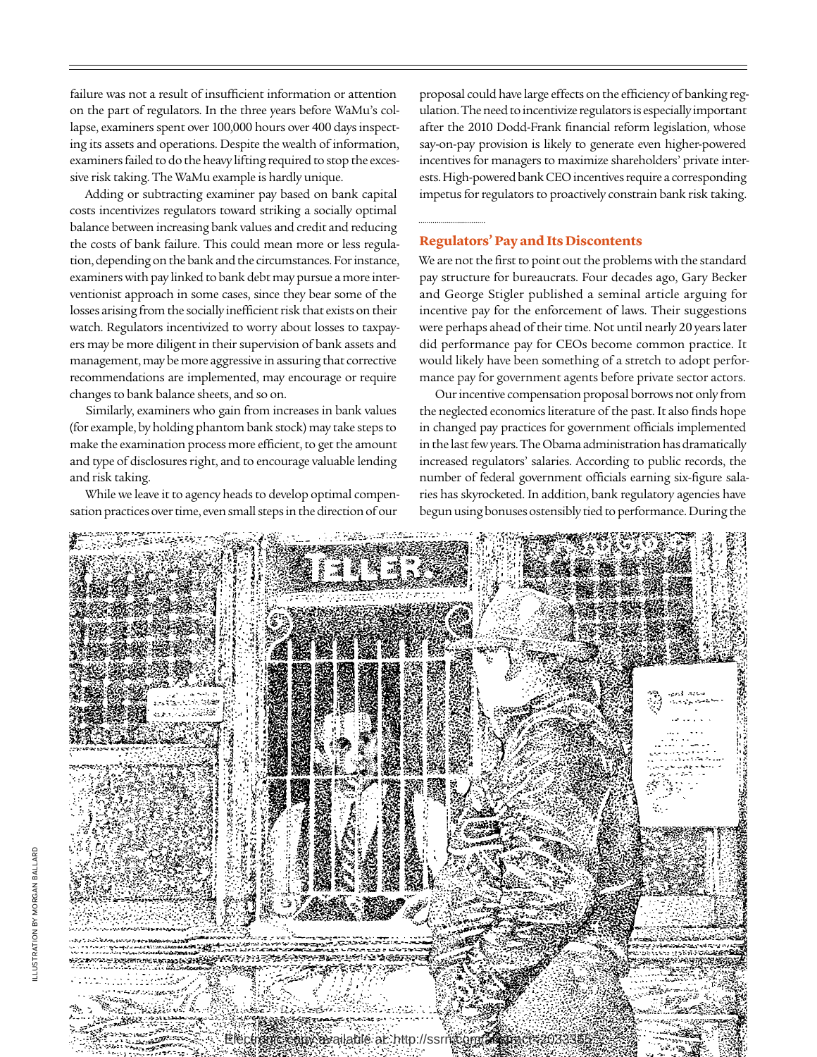failure was not a result of insufficient information or attention on the part of regulators. In the three years before WaMu's collapse, examiners spent over 100,000 hours over 400 days inspecting its assets and operations. Despite the wealth of information, examiners failed to do the heavy lifting required to stop the excessive risk taking. The WaMu example is hardly unique.

Adding or subtracting examiner pay based on bank capital costs incentivizes regulators toward striking a socially optimal balance between increasing bank values and credit and reducing the costs of bank failure. This could mean more or less regulation, depending on the bank and the circumstances. For instance, examiners with pay linked to bank debt may pursue a more interventionist approach in some cases, since they bear some of the losses arising from the socially inefficient risk that exists on their watch. Regulators incentivized to worry about losses to taxpayers may be more diligent in their supervision of bank assets and management, may be more aggressive in assuring that corrective recommendations are implemented, may encourage or require changes to bank balance sheets, and so on.

Similarly, examiners who gain from increases in bank values (for example, by holding phantom bank stock) may take steps to make the examination process more efficient, to get the amount and type of disclosures right, and to encourage valuable lending and risk taking.

While we leave it to agency heads to develop optimal compensation practices over time, even small steps in the direction of our proposal could have large effects on the efficiency of banking regulation. The need to incentivize regulators is especially important after the 2010 Dodd-Frank financial reform legislation, whose say-on-pay provision is likely to generate even higher-powered incentives for managers to maximize shareholders' private interests. High-powered bank CEO incentives require a corresponding impetus for regulators to proactively constrain bank risk taking.

## Regulators' Pay and Its Discontents

We are not the first to point out the problems with the standard pay structure for bureaucrats. Four decades ago, Gary Becker and George Stigler published a seminal article arguing for incentive pay for the enforcement of laws. Their suggestions were perhaps ahead of their time. Not until nearly 20 years later did performance pay for CEOs become common practice. It would likely have been something of a stretch to adopt performance pay for government agents before private sector actors.

Our incentive compensation proposal borrows not only from the neglected economics literature of the past. It also finds hope in changed pay practices for government officials implemented in the last few years. The Obama administration has dramatically increased regulators' salaries. According to public records, the number of federal government officials earning six-figure salaries has skyrocketed. In addition, bank regulatory agencies have begun using bonuses ostensibly tied to performance. During the

ILLUSTRATION BY MORGAN BALLARD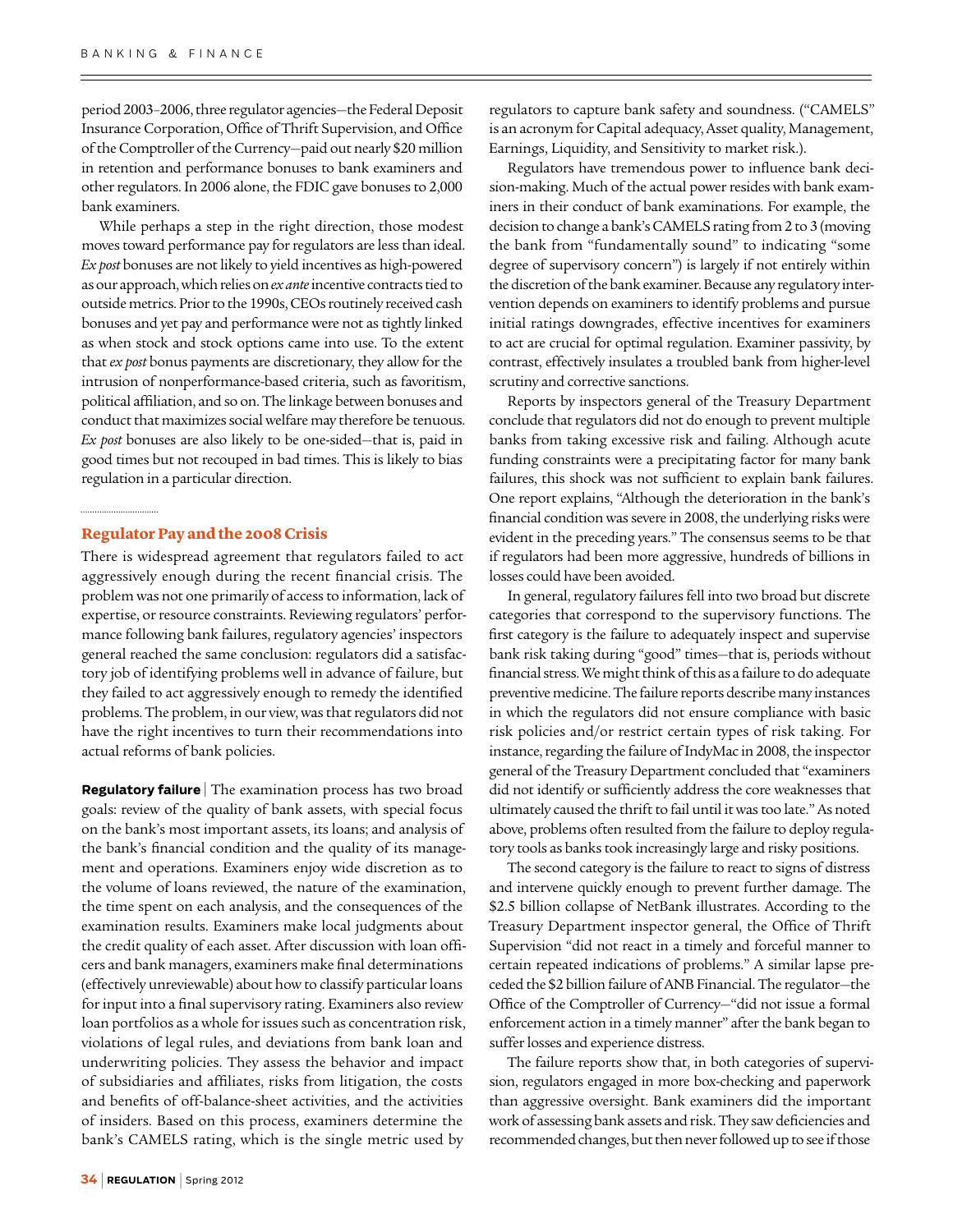period 2003–2006, three regulator agencies—the Federal Deposit Insurance Corporation, Office of Thrift Supervision, and Office of the Comptroller of the Currency—paid out nearly $20 million in retention and performance bonuses to bank examiners and other regulators. In 2006 alone, the FDIC gave bonuses to 2,000 bank examiners.

While perhaps a step in the right direction, those modest moves toward performance pay for regulators are less than ideal. *Ex post* bonuses are not likely to yield incentives as high-powered as our approach, which relies on *ex ante* incentive contracts tied to outside metrics. Prior to the 1990s, CEOs routinely received cash bonuses and yet pay and performance were not as tightly linked as when stock and stock options came into use. To the extent that *ex post* bonus payments are discretionary, they allow for the intrusion of nonperformance-based criteria, such as favoritism, political affiliation, and so on. The linkage between bonuses and conduct that maximizes social welfare may therefore be tenuous. *Ex post* bonuses are also likely to be one-sided—that is, paid in good times but not recouped in bad times. This is likely to bias regulation in a particular direction.

## Regulator Pay and the 2008 Crisis

There is widespread agreement that regulators failed to act aggressively enough during the recent financial crisis. The problem was not one primarily of access to information, lack of expertise, or resource constraints. Reviewing regulators' performance following bank failures, regulatory agencies' inspectors general reached the same conclusion: regulators did a satisfactory job of identifying problems well in advance of failure, but they failed to act aggressively enough to remedy the identified problems. The problem, in our view, was that regulators did not have the right incentives to turn their recommendations into actual reforms of bank policies.

**Regulatory failure** | The examination process has two broad goals: review of the quality of bank assets, with special focus on the bank's most important assets, its loans; and analysis of the bank's financial condition and the quality of its management and operations. Examiners enjoy wide discretion as to the volume of loans reviewed, the nature of the examination, the time spent on each analysis, and the consequences of the examination results. Examiners make local judgments about the credit quality of each asset. After discussion with loan officers and bank managers, examiners make final determinations (effectively unreviewable) about how to classify particular loans for input into a final supervisory rating. Examiners also review loan portfolios as a whole for issues such as concentration risk, violations of legal rules, and deviations from bank loan and underwriting policies. They assess the behavior and impact of subsidiaries and affiliates, risks from litigation, the costs and benefits of off-balance-sheet activities, and the activities of insiders. Based on this process, examiners determine the bank's CAMELS rating, which is the single metric used by regulators to capture bank safety and soundness. ("CAMELS" is an acronym for Capital adequacy, Asset quality, Management, Earnings, Liquidity, and Sensitivity to market risk.).

Regulators have tremendous power to influence bank decision-making. Much of the actual power resides with bank examiners in their conduct of bank examinations. For example, the decision to change a bank's CAMELS rating from 2 to 3 (moving the bank from "fundamentally sound" to indicating "some degree of supervisory concern") is largely if not entirely within the discretion of the bank examiner. Because any regulatory intervention depends on examiners to identify problems and pursue initial ratings downgrades, effective incentives for examiners to act are crucial for optimal regulation. Examiner passivity, by contrast, effectively insulates a troubled bank from higher-level scrutiny and corrective sanctions.

Reports by inspectors general of the Treasury Department conclude that regulators did not do enough to prevent multiple banks from taking excessive risk and failing. Although acute funding constraints were a precipitating factor for many bank failures, this shock was not sufficient to explain bank failures. One report explains, "Although the deterioration in the bank's financial condition was severe in 2008, the underlying risks were evident in the preceding years." The consensus seems to be that if regulators had been more aggressive, hundreds of billions in losses could have been avoided.

In general, regulatory failures fell into two broad but discrete categories that correspond to the supervisory functions. The first category is the failure to adequately inspect and supervise bank risk taking during "good" times—that is, periods without financial stress. We might think of this as a failure to do adequate preventive medicine. The failure reports describe many instances in which the regulators did not ensure compliance with basic risk policies and/or restrict certain types of risk taking. For instance, regarding the failure of IndyMac in 2008, the inspector general of the Treasury Department concluded that "examiners did not identify or sufficiently address the core weaknesses that ultimately caused the thrift to fail until it was too late." As noted above, problems often resulted from the failure to deploy regulatory tools as banks took increasingly large and risky positions.

The second category is the failure to react to signs of distress and intervene quickly enough to prevent further damage. The $2.5 billion collapse of NetBank illustrates. According to the Treasury Department inspector general, the Office of Thrift Supervision "did not react in a timely and forceful manner to certain repeated indications of problems." A similar lapse preceded the $2 billion failure of ANB Financial. The regulator—the Office of the Comptroller of Currency—"did not issue a formal enforcement action in a timely manner" after the bank began to suffer losses and experience distress.

The failure reports show that, in both categories of supervision, regulators engaged in more box-checking and paperwork than aggressive oversight. Bank examiners did the important work of assessing bank assets and risk. They saw deficiencies and recommended changes, but then never followed up to see if those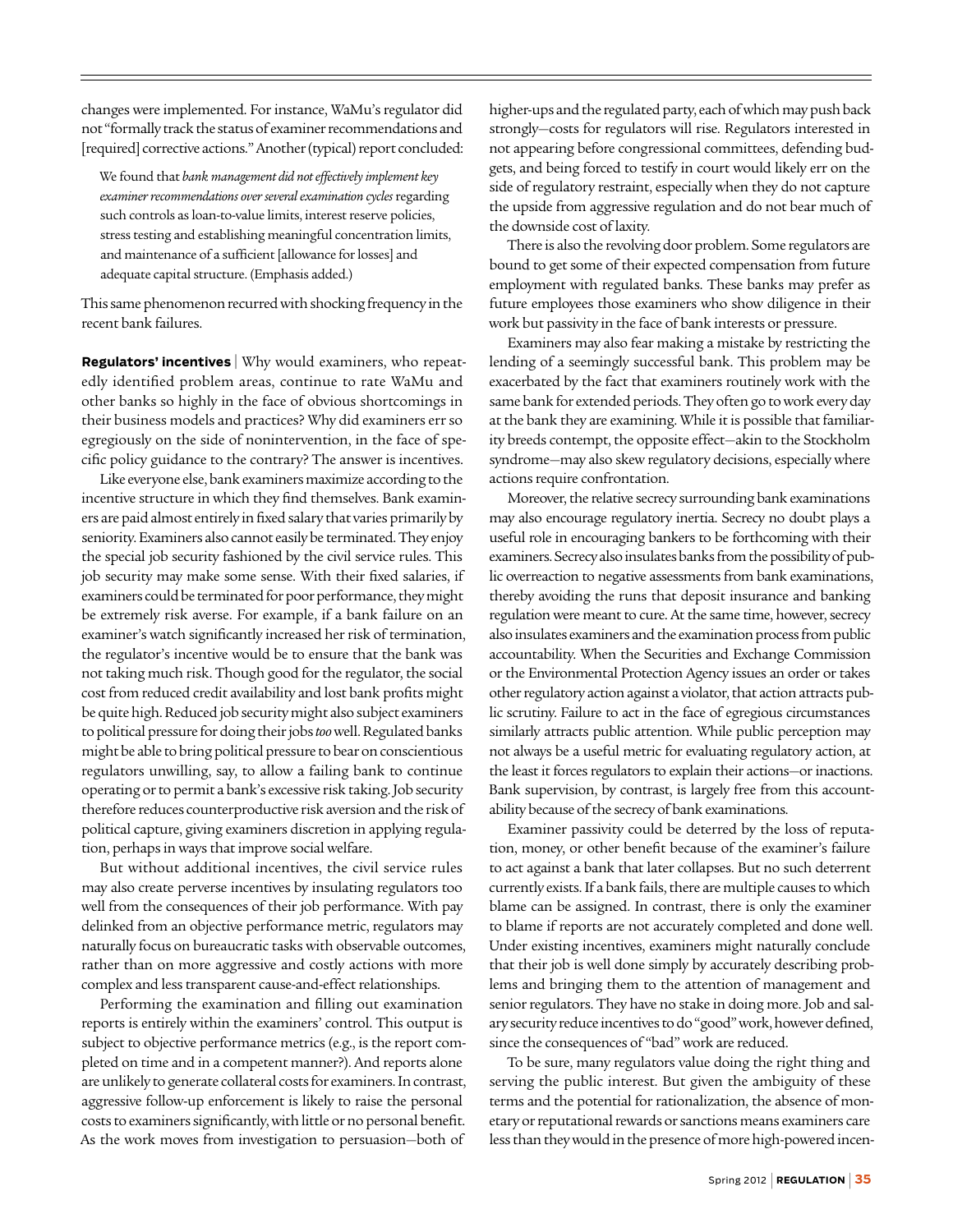changes were implemented. For instance, WaMu's regulator did not "formally track the status of examiner recommendations and [required] corrective actions." Another (typical) report concluded:

> We found that *bank management did not effectively implement key examiner recommendations over several examination cycles* regarding such controls as loan-to-value limits, interest reserve policies, stress testing and establishing meaningful concentration limits, and maintenance of a sufficient [allowance for losses] and adequate capital structure. (Emphasis added.)

This same phenomenon recurred with shocking frequency in the recent bank failures.

**Regulators' incentives** | Why would examiners, who repeatedly identified problem areas, continue to rate WaMu and other banks so highly in the face of obvious shortcomings in their business models and practices? Why did examiners err so egregiously on the side of nonintervention, in the face of specific policy guidance to the contrary? The answer is incentives.

Like everyone else, bank examiners maximize according to the incentive structure in which they find themselves. Bank examiners are paid almost entirely in fixed salary that varies primarily by seniority. Examiners also cannot easily be terminated. They enjoy the special job security fashioned by the civil service rules. This job security may make some sense. With their fixed salaries, if examiners could be terminated for poor performance, they might be extremely risk averse. For example, if a bank failure on an examiner's watch significantly increased her risk of termination, the regulator's incentive would be to ensure that the bank was not taking much risk. Though good for the regulator, the social cost from reduced credit availability and lost bank profits might be quite high. Reduced job security might also subject examiners to political pressure for doing their jobs *too* well. Regulated banks might be able to bring political pressure to bear on conscientious regulators unwilling, say, to allow a failing bank to continue operating or to permit a bank's excessive risk taking. Job security therefore reduces counterproductive risk aversion and the risk of political capture, giving examiners discretion in applying regulation, perhaps in ways that improve social welfare.

But without additional incentives, the civil service rules may also create perverse incentives by insulating regulators too well from the consequences of their job performance. With pay delinked from an objective performance metric, regulators may naturally focus on bureaucratic tasks with observable outcomes, rather than on more aggressive and costly actions with more complex and less transparent cause-and-effect relationships.

Performing the examination and filling out examination reports is entirely within the examiners' control. This output is subject to objective performance metrics (e.g., is the report completed on time and in a competent manner?). And reports alone are unlikely to generate collateral costs for examiners. In contrast, aggressive follow-up enforcement is likely to raise the personal costs to examiners significantly, with little or no personal benefit. As the work moves from investigation to persuasion—both of higher-ups and the regulated party, each of which may push back strongly—costs for regulators will rise. Regulators interested in not appearing before congressional committees, defending budgets, and being forced to testify in court would likely err on the side of regulatory restraint, especially when they do not capture the upside from aggressive regulation and do not bear much of the downside cost of laxity.

There is also the revolving door problem. Some regulators are bound to get some of their expected compensation from future employment with regulated banks. These banks may prefer as future employees those examiners who show diligence in their work but passivity in the face of bank interests or pressure.

Examiners may also fear making a mistake by restricting the lending of a seemingly successful bank. This problem may be exacerbated by the fact that examiners routinely work with the same bank for extended periods. They often go to work every day at the bank they are examining. While it is possible that familiarity breeds contempt, the opposite effect—akin to the Stockholm syndrome—may also skew regulatory decisions, especially where actions require confrontation.

Moreover, the relative secrecy surrounding bank examinations may also encourage regulatory inertia. Secrecy no doubt plays a useful role in encouraging bankers to be forthcoming with their examiners. Secrecy also insulates banks from the possibility of public overreaction to negative assessments from bank examinations, thereby avoiding the runs that deposit insurance and banking regulation were meant to cure. At the same time, however, secrecy also insulates examiners and the examination process from public accountability. When the Securities and Exchange Commission or the Environmental Protection Agency issues an order or takes other regulatory action against a violator, that action attracts public scrutiny. Failure to act in the face of egregious circumstances similarly attracts public attention. While public perception may not always be a useful metric for evaluating regulatory action, at the least it forces regulators to explain their actions—or inactions. Bank supervision, by contrast, is largely free from this accountability because of the secrecy of bank examinations.

Examiner passivity could be deterred by the loss of reputation, money, or other benefit because of the examiner's failure to act against a bank that later collapses. But no such deterrent currently exists. If a bank fails, there are multiple causes to which blame can be assigned. In contrast, there is only the examiner to blame if reports are not accurately completed and done well. Under existing incentives, examiners might naturally conclude that their job is well done simply by accurately describing problems and bringing them to the attention of management and senior regulators. They have no stake in doing more. Job and salary security reduce incentives to do "good" work, however defined, since the consequences of "bad" work are reduced.

To be sure, many regulators value doing the right thing and serving the public interest. But given the ambiguity of these terms and the potential for rationalization, the absence of monetary or reputational rewards or sanctions means examiners care less than they would in the presence of more high-powered incen-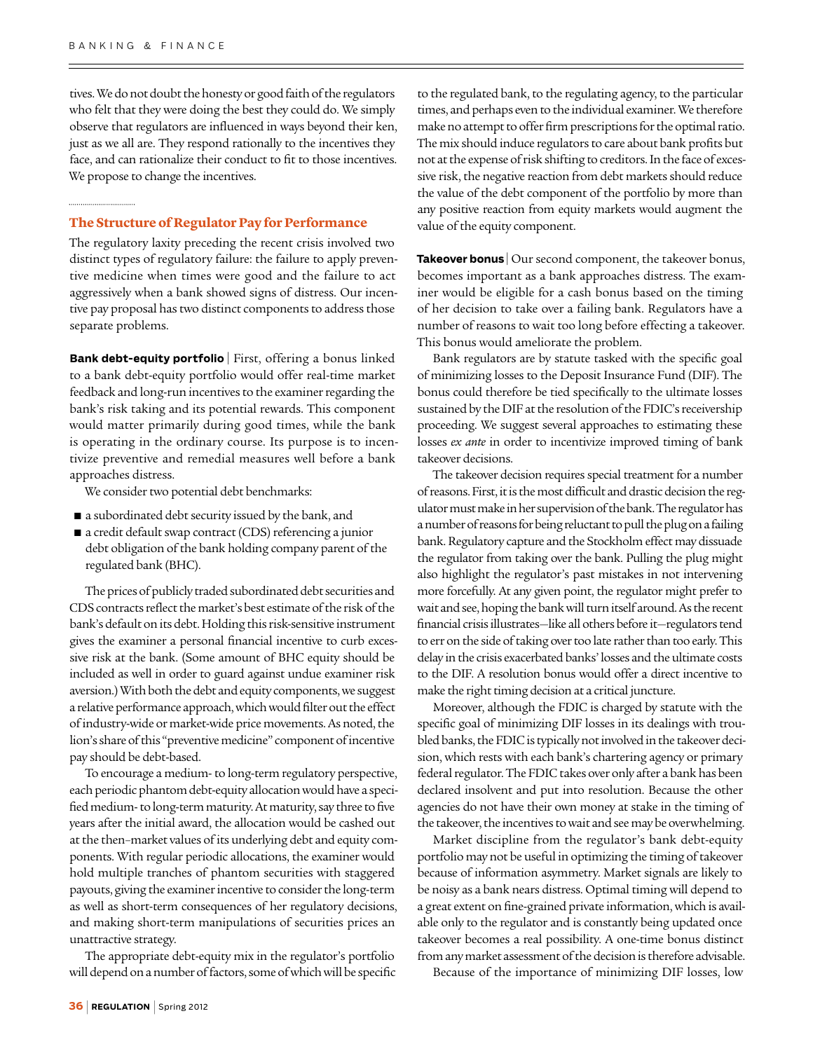tives. We do not doubt the honesty or good faith of the regulators who felt that they were doing the best they could do. We simply observe that regulators are influenced in ways beyond their ken, just as we all are. They respond rationally to the incentives they face, and can rationalize their conduct to fit to those incentives. We propose to change the incentives.

## The Structure of Regulator Pay for Performance

The regulatory laxity preceding the recent crisis involved two distinct types of regulatory failure: the failure to apply preventive medicine when times were good and the failure to act aggressively when a bank showed signs of distress. Our incentive pay proposal has two distinct components to address those separate problems.

**Bank debt-equity portfolio** | First, offering a bonus linked to a bank debt-equity portfolio would offer real-time market feedback and long-run incentives to the examiner regarding the bank's risk taking and its potential rewards. This component would matter primarily during good times, while the bank is operating in the ordinary course. Its purpose is to incentivize preventive and remedial measures well before a bank approaches distress.

We consider two potential debt benchmarks:

- a subordinated debt security issued by the bank, and
- a credit default swap contract (CDS) referencing a junior debt obligation of the bank holding company parent of the regulated bank (BHC).

The prices of publicly traded subordinated debt securities and CDS contracts reflect the market's best estimate of the risk of the bank's default on its debt. Holding this risk-sensitive instrument gives the examiner a personal financial incentive to curb excessive risk at the bank. (Some amount of BHC equity should be included as well in order to guard against undue examiner risk aversion.) With both the debt and equity components, we suggest a relative performance approach, which would filter out the effect of industry-wide or market-wide price movements. As noted, the lion's share of this "preventive medicine" component of incentive pay should be debt-based.

To encourage a medium- to long-term regulatory perspective, each periodic phantom debt-equity allocation would have a specified medium- to long-term maturity. At maturity, say three to five years after the initial award, the allocation would be cashed out at the then–market values of its underlying debt and equity components. With regular periodic allocations, the examiner would hold multiple tranches of phantom securities with staggered payouts, giving the examiner incentive to consider the long-term as well as short-term consequences of her regulatory decisions, and making short-term manipulations of securities prices an unattractive strategy.

The appropriate debt-equity mix in the regulator's portfolio will depend on a number of factors, some of which will be specific to the regulated bank, to the regulating agency, to the particular times, and perhaps even to the individual examiner. We therefore make no attempt to offer firm prescriptions for the optimal ratio. The mix should induce regulators to care about bank profits but not at the expense of risk shifting to creditors. In the face of excessive risk, the negative reaction from debt markets should reduce the value of the debt component of the portfolio by more than any positive reaction from equity markets would augment the value of the equity component.

**Takeover bonus** | Our second component, the takeover bonus, becomes important as a bank approaches distress. The examiner would be eligible for a cash bonus based on the timing of her decision to take over a failing bank. Regulators have a number of reasons to wait too long before effecting a takeover. This bonus would ameliorate the problem.

Bank regulators are by statute tasked with the specific goal of minimizing losses to the Deposit Insurance Fund (DIF). The bonus could therefore be tied specifically to the ultimate losses sustained by the DIF at the resolution of the FDIC's receivership proceeding. We suggest several approaches to estimating these losses *ex ante* in order to incentivize improved timing of bank takeover decisions.

The takeover decision requires special treatment for a number of reasons. First, it is the most difficult and drastic decision the regulator must make in her supervision of the bank. The regulator has a number of reasons for being reluctant to pull the plug on a failing bank. Regulatory capture and the Stockholm effect may dissuade the regulator from taking over the bank. Pulling the plug might also highlight the regulator's past mistakes in not intervening more forcefully. At any given point, the regulator might prefer to wait and see, hoping the bank will turn itself around. As the recent financial crisis illustrates—like all others before it—regulators tend to err on the side of taking over too late rather than too early. This delay in the crisis exacerbated banks' losses and the ultimate costs to the DIF. A resolution bonus would offer a direct incentive to make the right timing decision at a critical juncture.

Moreover, although the FDIC is charged by statute with the specific goal of minimizing DIF losses in its dealings with troubled banks, the FDIC is typically not involved in the takeover decision, which rests with each bank's chartering agency or primary federal regulator. The FDIC takes over only after a bank has been declared insolvent and put into resolution. Because the other agencies do not have their own money at stake in the timing of the takeover, the incentives to wait and see may be overwhelming.

Market discipline from the regulator's bank debt-equity portfolio may not be useful in optimizing the timing of takeover because of information asymmetry. Market signals are likely to be noisy as a bank nears distress. Optimal timing will depend to a great extent on fine-grained private information, which is available only to the regulator and is constantly being updated once takeover becomes a real possibility. A one-time bonus distinct from any market assessment of the decision is therefore advisable.

Because of the importance of minimizing DIF losses, low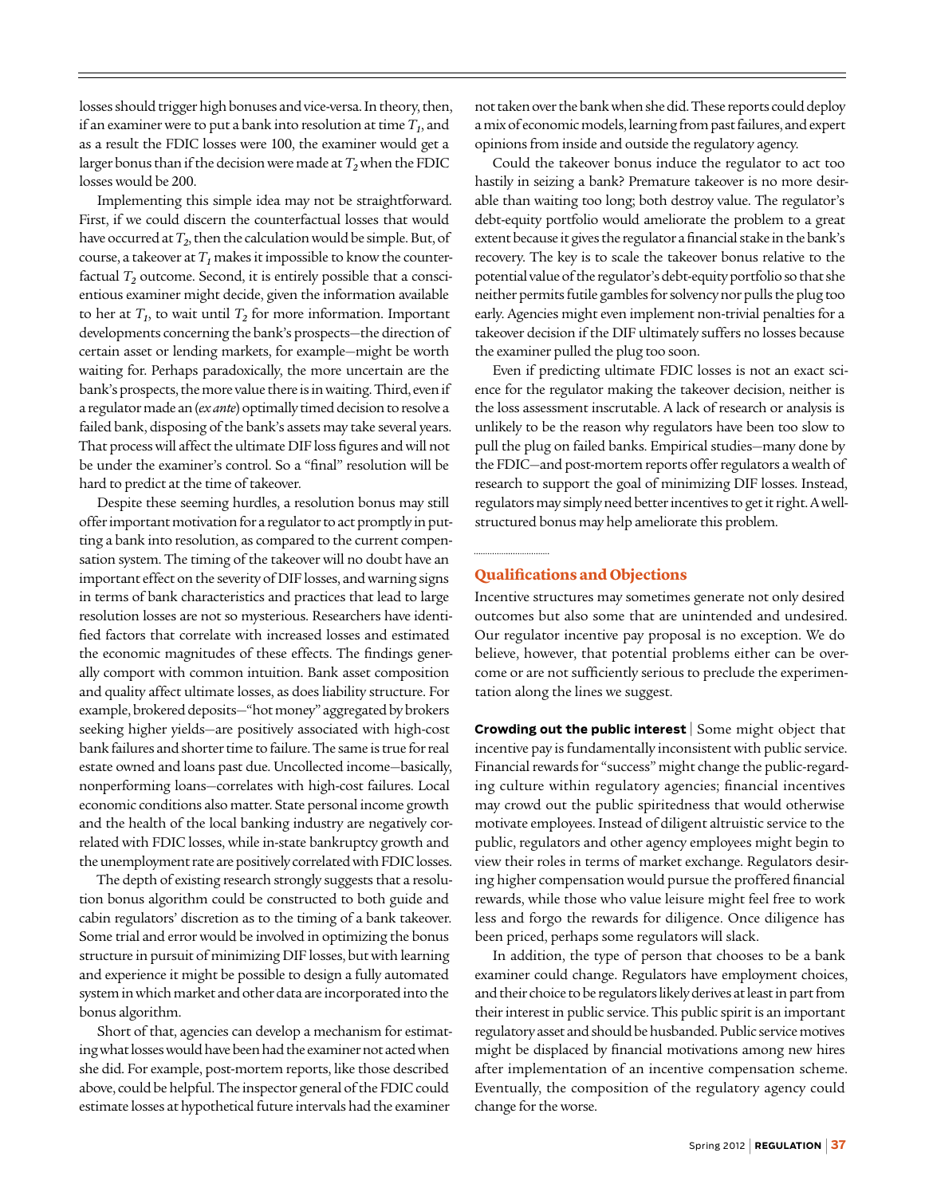losses should trigger high bonuses and vice-versa. In theory, then, if an examiner were to put a bank into resolution at time $T_1$, and as a result the FDIC losses were 100, the examiner would get a larger bonus than if the decision were made at $T_2$ when the FDIC losses would be 200.

Implementing this simple idea may not be straightforward. First, if we could discern the counterfactual losses that would have occurred at $T_2$, then the calculation would be simple. But, of course, a takeover at $T_1$ makes it impossible to know the counterfactual $T_2$ outcome. Second, it is entirely possible that a conscientious examiner might decide, given the information available to her at $T_1$, to wait until $T_2$ for more information. Important developments concerning the bank's prospects—the direction of certain asset or lending markets, for example—might be worth waiting for. Perhaps paradoxically, the more uncertain are the bank's prospects, the more value there is in waiting. Third, even if a regulator made an (*ex ante*) optimally timed decision to resolve a failed bank, disposing of the bank's assets may take several years. That process will affect the ultimate DIF loss figures and will not be under the examiner's control. So a "final" resolution will be hard to predict at the time of takeover.

Despite these seeming hurdles, a resolution bonus may still offer important motivation for a regulator to act promptly in putting a bank into resolution, as compared to the current compensation system. The timing of the takeover will no doubt have an important effect on the severity of DIF losses, and warning signs in terms of bank characteristics and practices that lead to large resolution losses are not so mysterious. Researchers have identified factors that correlate with increased losses and estimated the economic magnitudes of these effects. The findings generally comport with common intuition. Bank asset composition and quality affect ultimate losses, as does liability structure. For example, brokered deposits—"hot money" aggregated by brokers seeking higher yields—are positively associated with high-cost bank failures and shorter time to failure. The same is true for real estate owned and loans past due. Uncollected income—basically, nonperforming loans—correlates with high-cost failures. Local economic conditions also matter. State personal income growth and the health of the local banking industry are negatively correlated with FDIC losses, while in-state bankruptcy growth and the unemployment rate are positively correlated with FDIC losses.

The depth of existing research strongly suggests that a resolution bonus algorithm could be constructed to both guide and cabin regulators' discretion as to the timing of a bank takeover. Some trial and error would be involved in optimizing the bonus structure in pursuit of minimizing DIF losses, but with learning and experience it might be possible to design a fully automated system in which market and other data are incorporated into the bonus algorithm.

Short of that, agencies can develop a mechanism for estimating what losses would have been had the examiner not acted when she did. For example, post-mortem reports, like those described above, could be helpful. The inspector general of the FDIC could estimate losses at hypothetical future intervals had the examiner not taken over the bank when she did. These reports could deploy a mix of economic models, learning from past failures, and expert opinions from inside and outside the regulatory agency.

Could the takeover bonus induce the regulator to act too hastily in seizing a bank? Premature takeover is no more desirable than waiting too long; both destroy value. The regulator's debt-equity portfolio would ameliorate the problem to a great extent because it gives the regulator a financial stake in the bank's recovery. The key is to scale the takeover bonus relative to the potential value of the regulator's debt-equity portfolio so that she neither permits futile gambles for solvency nor pulls the plug too early. Agencies might even implement non-trivial penalties for a takeover decision if the DIF ultimately suffers no losses because the examiner pulled the plug too soon.

Even if predicting ultimate FDIC losses is not an exact science for the regulator making the takeover decision, neither is the loss assessment inscrutable. A lack of research or analysis is unlikely to be the reason why regulators have been too slow to pull the plug on failed banks. Empirical studies—many done by the FDIC—and post-mortem reports offer regulators a wealth of research to support the goal of minimizing DIF losses. Instead, regulators may simply need better incentives to get it right. A well-structured bonus may help ameliorate this problem.

## Qualifications and Objections

Incentive structures may sometimes generate not only desired outcomes but also some that are unintended and undesired. Our regulator incentive pay proposal is no exception. We do believe, however, that potential problems either can be overcome or are not sufficiently serious to preclude the experimentation along the lines we suggest.

**Crowding out the public interest** | Some might object that incentive pay is fundamentally inconsistent with public service. Financial rewards for "success" might change the public-regarding culture within regulatory agencies; financial incentives may crowd out the public spiritedness that would otherwise motivate employees. Instead of diligent altruistic service to the public, regulators and other agency employees might begin to view their roles in terms of market exchange. Regulators desiring higher compensation would pursue the proffered financial rewards, while those who value leisure might feel free to work less and forgo the rewards for diligence. Once diligence has been priced, perhaps some regulators will slack.

In addition, the type of person that chooses to be a bank examiner could change. Regulators have employment choices, and their choice to be regulators likely derives at least in part from their interest in public service. This public spirit is an important regulatory asset and should be husbanded. Public service motives might be displaced by financial motivations among new hires after implementation of an incentive compensation scheme. Eventually, the composition of the regulatory agency could change for the worse.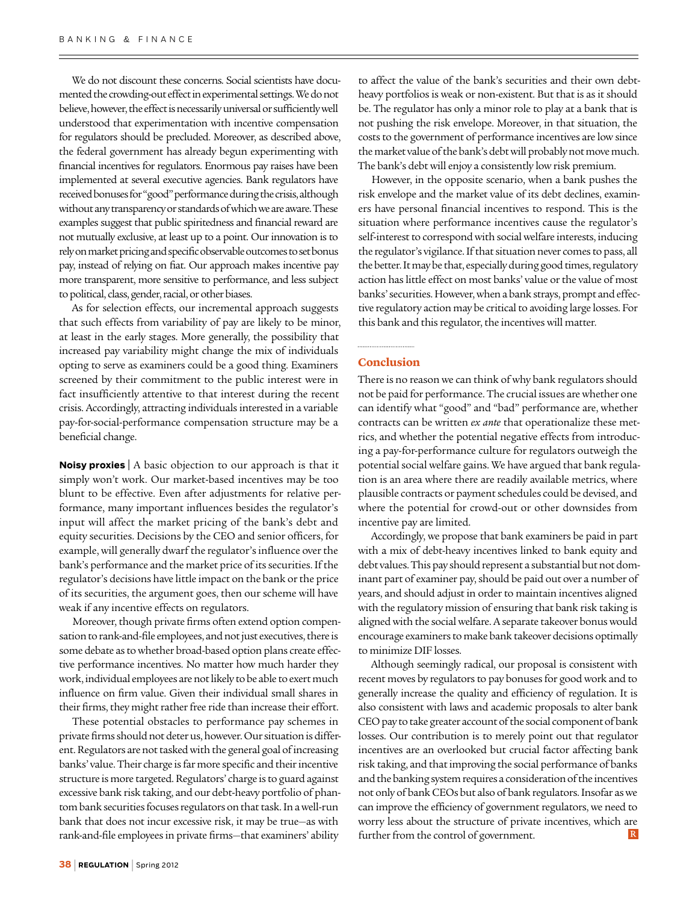We do not discount these concerns. Social scientists have documented the crowding-out effect in experimental settings. We do not believe, however, the effect is necessarily universal or sufficiently well understood that experimentation with incentive compensation for regulators should be precluded. Moreover, as described above, the federal government has already begun experimenting with financial incentives for regulators. Enormous pay raises have been implemented at several executive agencies. Bank regulators have received bonuses for "good" performance during the crisis, although without any transparency or standards of which we are aware. These examples suggest that public spiritedness and financial reward are not mutually exclusive, at least up to a point. Our innovation is to rely on market pricing and specific observable outcomes to set bonus pay, instead of relying on fiat. Our approach makes incentive pay more transparent, more sensitive to performance, and less subject to political, class, gender, racial, or other biases.

As for selection effects, our incremental approach suggests that such effects from variability of pay are likely to be minor, at least in the early stages. More generally, the possibility that increased pay variability might change the mix of individuals opting to serve as examiners could be a good thing. Examiners screened by their commitment to the public interest were in fact insufficiently attentive to that interest during the recent crisis. Accordingly, attracting individuals interested in a variable pay-for-social-performance compensation structure may be a beneficial change.

**Noisy proxies** | A basic objection to our approach is that it simply won't work. Our market-based incentives may be too blunt to be effective. Even after adjustments for relative performance, many important influences besides the regulator's input will affect the market pricing of the bank's debt and equity securities. Decisions by the CEO and senior officers, for example, will generally dwarf the regulator's influence over the bank's performance and the market price of its securities. If the regulator's decisions have little impact on the bank or the price of its securities, the argument goes, then our scheme will have weak if any incentive effects on regulators.

Moreover, though private firms often extend option compensation to rank-and-file employees, and not just executives, there is some debate as to whether broad-based option plans create effective performance incentives. No matter how much harder they work, individual employees are not likely to be able to exert much influence on firm value. Given their individual small shares in their firms, they might rather free ride than increase their effort.

These potential obstacles to performance pay schemes in private firms should not deter us, however. Our situation is different. Regulators are not tasked with the general goal of increasing banks' value. Their charge is far more specific and their incentive structure is more targeted. Regulators' charge is to guard against excessive bank risk taking, and our debt-heavy portfolio of phantom bank securities focuses regulators on that task. In a well-run bank that does not incur excessive risk, it may be true—as with rank-and-file employees in private firms—that examiners' ability to affect the value of the bank's securities and their own debt-heavy portfolios is weak or non-existent. But that is as it should be. The regulator has only a minor role to play at a bank that is not pushing the risk envelope. Moreover, in that situation, the costs to the government of performance incentives are low since the market value of the bank's debt will probably not move much. The bank's debt will enjoy a consistently low risk premium.

However, in the opposite scenario, when a bank pushes the risk envelope and the market value of its debt declines, examiners have personal financial incentives to respond. This is the situation where performance incentives cause the regulator's self-interest to correspond with social welfare interests, inducing the regulator's vigilance. If that situation never comes to pass, all the better. It may be that, especially during good times, regulatory action has little effect on most banks' value or the value of most banks' securities. However, when a bank strays, prompt and effective regulatory action may be critical to avoiding large losses. For this bank and this regulator, the incentives will matter.

## Conclusion

There is no reason we can think of why bank regulators should not be paid for performance. The crucial issues are whether one can identify what "good" and "bad" performance are, whether contracts can be written *ex ante* that operationalize these metrics, and whether the potential negative effects from introducing a pay-for-performance culture for regulators outweigh the potential social welfare gains. We have argued that bank regulation is an area where there are readily available metrics, where plausible contracts or payment schedules could be devised, and where the potential for crowd-out or other downsides from incentive pay are limited.

Accordingly, we propose that bank examiners be paid in part with a mix of debt-heavy incentives linked to bank equity and debt values. This pay should represent a substantial but not dominant part of examiner pay, should be paid out over a number of years, and should adjust in order to maintain incentives aligned with the regulatory mission of ensuring that bank risk taking is aligned with the social welfare. A separate takeover bonus would encourage examiners to make bank takeover decisions optimally to minimize DIF losses.

Although seemingly radical, our proposal is consistent with recent moves by regulators to pay bonuses for good work and to generally increase the quality and efficiency of regulation. It is also consistent with laws and academic proposals to alter bank CEO pay to take greater account of the social component of bank losses. Our contribution is to merely point out that regulator incentives are an overlooked but crucial factor affecting bank risk taking, and that improving the social performance of banks and the banking system requires a consideration of the incentives not only of bank CEOs but also of bank regulators. Insofar as we can improve the efficiency of government regulators, we need to worry less about the structure of private incentives, which are further from the control of government.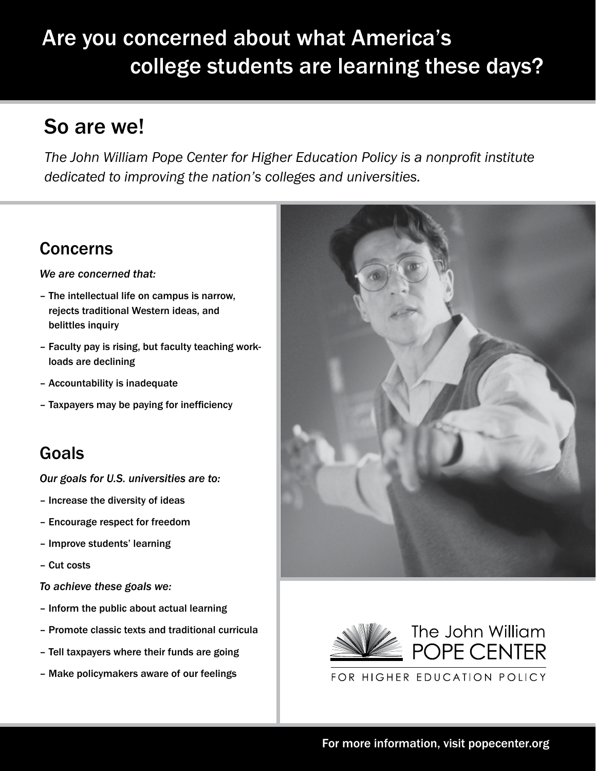# Are you concerned about what America's college students are learning these days?

## So are we!

*The John William Pope Center for Higher Education Policy is a nonprofit institute dedicated to improving the nation's colleges and universities.*

## Concerns

*We are concerned that:*

- The intellectual life on campus is narrow, rejects traditional Western ideas, and belittles inquiry
- Faculty pay is rising, but faculty teaching workloads are declining
- Accountability is inadequate
- Taxpayers may be paying for inefficiency

## Goals

*Our goals for U.S. universities are to:*

- Increase the diversity of ideas
- Encourage respect for freedom
- Improve students' learning
- Cut costs

*To achieve these goals we:*

- Inform the public about actual learning
- Promote classic texts and traditional curricula
- Tell taxpayers where their funds are going
- Make policymakers aware of our feelings

The John William POPE CENTER

FOR HIGHER EDUCATION POLICY

For more information, visit popecenter.org